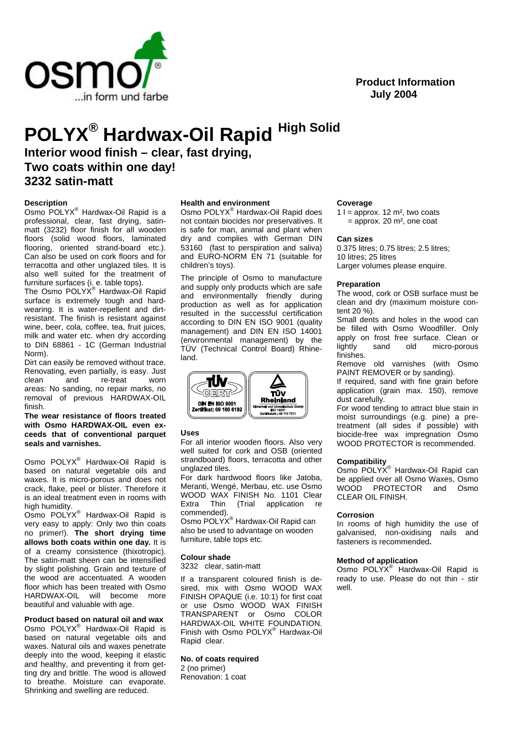**Product Information**
**July 2004**

# POLYX® Hardwax-Oil Rapid High Solid

## Interior wood finish – clear, fast drying, Two coats within one day! 3232 satin-matt

### Description

Osmo POLYX® Hardwax-Oil Rapid is a professional, clear, fast drying, satin-matt (3232) floor finish for all wooden floors (solid wood floors, laminated flooring, oriented strand-board etc.). Can also be used on cork floors and for terracotta and other unglazed tiles. It is also well suited for the treatment of furniture surfaces (i. e. table tops).

The Osmo POLYX® Hardwax-Oil Rapid surface is extremely tough and hard-wearing. It is water-repellent and dirt-resistant. The finish is resistant against wine, beer, cola, coffee, tea, fruit juices, milk and water etc. when dry according to DIN 68861 - 1C (German Industrial Norm).

Dirt can easily be removed without trace. Renovating, even partially, is easy. Just clean and re-treat worn areas: No sanding, no repair marks, no removal of previous HARDWAX-OIL finish.

**The wear resistance of floors treated with Osmo HARDWAX-OIL even exceeds that of conventional parquet seals and varnishes.**

Osmo POLYX® Hardwax-Oil Rapid is based on natural vegetable oils and waxes. It is micro-porous and does not crack, flake, peel or blister. Therefore it is an ideal treatment even in rooms with high humidity.

Osmo POLYX® Hardwax-Oil Rapid is very easy to apply: Only two thin coats no primer!). **The short drying time allows both coats within one day.** It is of a creamy consistence (thixotropic). The satin-matt sheen can be intensified by slight polishing. Grain and texture of the wood are accentuated. A wooden floor which has been treated with Osmo HARDWAX-OIL will become more beautiful and valuable with age.

### Product based on natural oil and wax

Osmo POLYX® Hardwax-Oil Rapid is based on natural vegetable oils and waxes. Natural oils and waxes penetrate deeply into the wood, keeping it elastic and healthy, and preventing it from getting dry and brittle. The wood is allowed to breathe. Moisture can evaporate. Shrinking and swelling are reduced.

### Health and environment

Osmo POLYX® Hardwax-Oil Rapid does not contain biocides nor preservatives. It is safe for man, animal and plant when dry and complies with German DIN 53160 (fast to perspiration and saliva) and EURO-NORM EN 71 (suitable for children's toys).

The principle of Osmo to manufacture and supply only products which are safe and environmentally friendly during production as well as for application resulted in the successful certification according to DIN EN ISO 9001 (quality management) and DIN EN ISO 14001 (environmental management) by the TÜV (Technical Control Board) Rhineland.

TÜV CERT – DIN EN ISO 9001 Zertifikat: 09 100 6192 | TÜV Rheinland – Sicherheit und Umweltschutz GmbH ISO 14001 Zertifikat-Nr.: 09 110 7011

### Uses

For all interior wooden floors. Also very well suited for cork and OSB (oriented strandboard) floors, terracotta and other unglazed tiles.

For dark hardwood floors like Jatoba, Meranti, Wengé, Merbau, etc. use Osmo WOOD WAX FINISH No. 1101 Clear Extra Thin (Trial application recommended).

Osmo POLYX® Hardwax-Oil Rapid can also be used to advantage on wooden furniture, table tops etc.

### Colour shade

3232 clear, satin-matt

If a transparent coloured finish is desired, mix with Osmo WOOD WAX FINISH OPAQUE (i.e. 10:1) for first coat or use Osmo WOOD WAX FINISH TRANSPARENT or Osmo COLOR HARDWAX-OIL WHITE FOUNDATION. Finish with Osmo POLYX® Hardwax-Oil Rapid clear.

### No. of coats required

2 (no primer)
Renovation: 1 coat

### Coverage

1 l = approx. 12 m², two coats
= approx. 20 m², one coat

### Can sizes

0.375 litres; 0.75 litres; 2.5 litres; 10 litres; 25 litres
Larger volumes please enquire.

### Preparation

The wood, cork or OSB surface must be clean and dry (maximum moisture content 20 %).

Small dents and holes in the wood can be filled with Osmo Woodfiller. Only apply on frost free surface. Clean or lightly sand old micro-porous finishes.

Remove old varnishes (with Osmo PAINT REMOVER or by sanding).

If required, sand with fine grain before application (grain max. 150), remove dust carefully.

For wood tending to attract blue stain in moist surroundings (e.g. pine) a pre-treatment (all sides if possible) with biocide-free wax impregnation Osmo WOOD PROTECTOR is recommended.

### Compatibility

Osmo POLYX® Hardwax-Oil Rapid can be applied over all Osmo Waxes, Osmo WOOD PROTECTOR and Osmo CLEAR OIL FINISH.

### Corrosion

In rooms of high humidity the use of galvanised, non-oxidising nails and fasteners is recommended**.**

### Method of application

Osmo POLYX® Hardwax-Oil Rapid is ready to use. Please do not thin - stir well.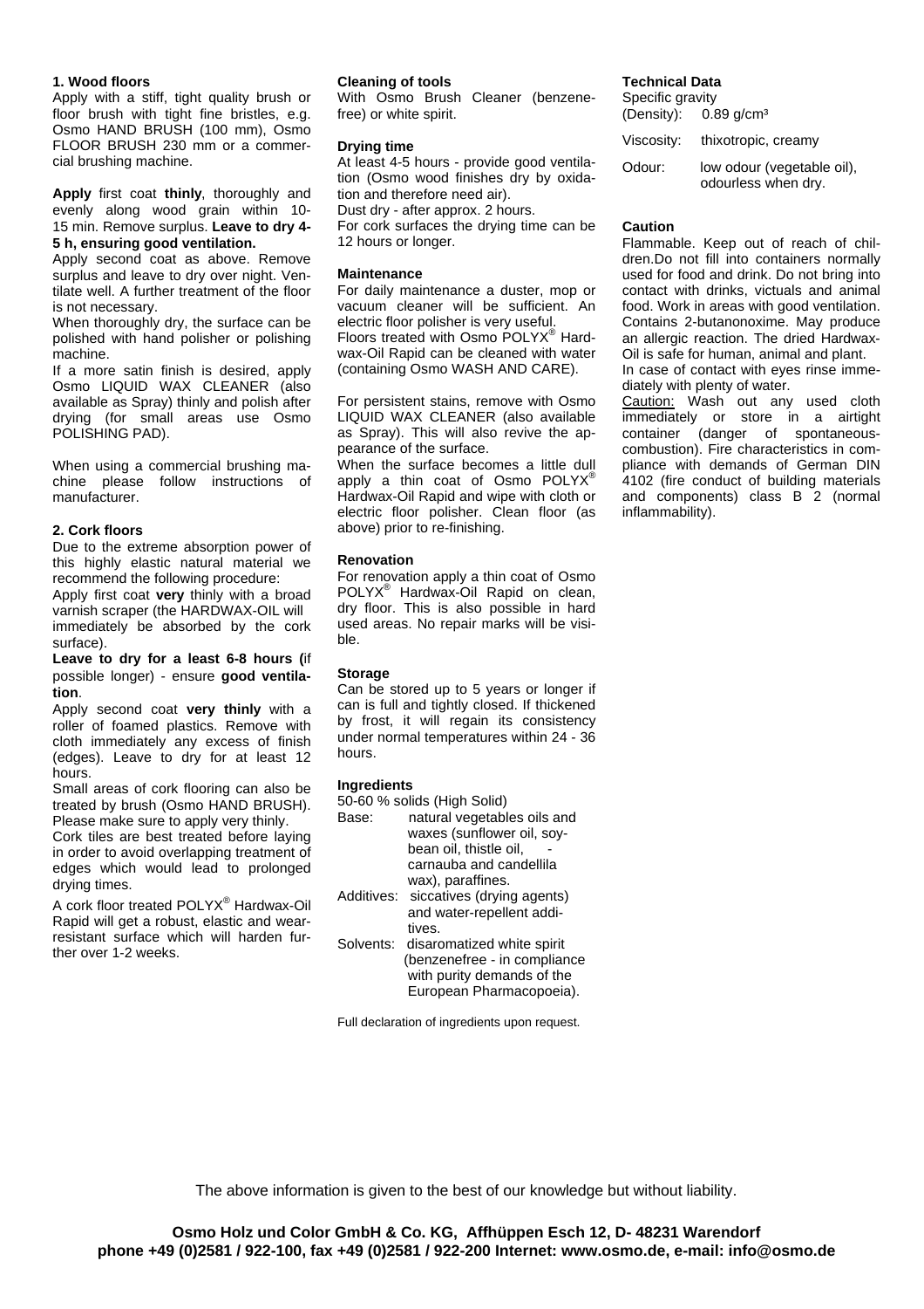**1. Wood floors**

Apply with a stiff, tight quality brush or floor brush with tight fine bristles, e.g. Osmo HAND BRUSH (100 mm), Osmo FLOOR BRUSH 230 mm or a commercial brushing machine.

**Apply** first coat **thinly**, thoroughly and evenly along wood grain within 10-15 min. Remove surplus. **Leave to dry 4-5 h, ensuring good ventilation.**

Apply second coat as above. Remove surplus and leave to dry over night. Ventilate well. A further treatment of the floor is not necessary.

When thoroughly dry, the surface can be polished with hand polisher or polishing machine.

If a more satin finish is desired, apply Osmo LIQUID WAX CLEANER (also available as Spray) thinly and polish after drying (for small areas use Osmo POLISHING PAD).

When using a commercial brushing machine please follow instructions of manufacturer.

**2. Cork floors**

Due to the extreme absorption power of this highly elastic natural material we recommend the following procedure:

Apply first coat **very** thinly with a broad varnish scraper (the HARDWAX-OIL will immediately be absorbed by the cork surface).

**Leave to dry for a least 6-8 hours (**if possible longer) - ensure **good ventilation**.

Apply second coat **very thinly** with a roller of foamed plastics. Remove with cloth immediately any excess of finish (edges). Leave to dry for at least 12 hours.

Small areas of cork flooring can also be treated by brush (Osmo HAND BRUSH). Please make sure to apply very thinly.

Cork tiles are best treated before laying in order to avoid overlapping treatment of edges which would lead to prolonged drying times.

A cork floor treated POLYX® Hardwax-Oil Rapid will get a robust, elastic and wear-resistant surface which will harden further over 1-2 weeks.

**Cleaning of tools**

With Osmo Brush Cleaner (benzene-free) or white spirit.

**Drying time**

At least 4-5 hours - provide good ventilation (Osmo wood finishes dry by oxidation and therefore need air).

Dust dry - after approx. 2 hours.

For cork surfaces the drying time can be 12 hours or longer.

**Maintenance**

For daily maintenance a duster, mop or vacuum cleaner will be sufficient. An electric floor polisher is very useful.

Floors treated with Osmo POLYX® Hardwax-Oil Rapid can be cleaned with water (containing Osmo WASH AND CARE).

For persistent stains, remove with Osmo LIQUID WAX CLEANER (also available as Spray). This will also revive the appearance of the surface.

When the surface becomes a little dull apply a thin coat of Osmo POLYX® Hardwax-Oil Rapid and wipe with cloth or electric floor polisher. Clean floor (as above) prior to re-finishing.

**Renovation**

For renovation apply a thin coat of Osmo POLYX® Hardwax-Oil Rapid on clean, dry floor. This is also possible in hard used areas. No repair marks will be visible.

**Storage**

Can be stored up to 5 years or longer if can is full and tightly closed. If thickened by frost, it will regain its consistency under normal temperatures within 24 - 36 hours.

**Ingredients**

50-60 % solids (High Solid)

| | |
|---|---|
| Base: | natural vegetables oils and waxes (sunflower oil, soybean oil, thistle oil, - carnauba and candellila wax), paraffines. |
| Additives: | siccatives (drying agents) and water-repellent additives. |
| Solvents: | disaromatized white spirit (benzenefree - in compliance with purity demands of the European Pharmacopoeia). |

Full declaration of ingredients upon request.

**Technical Data**

| | |
|---|---|
| Specific gravity (Density): | 0.89 g/cm³ |
| Viscosity: | thixotropic, creamy |
| Odour: | low odour (vegetable oil), odourless when dry. |

**Caution**

Flammable. Keep out of reach of children.Do not fill into containers normally used for food and drink. Do not bring into contact with drinks, victuals and animal food. Work in areas with good ventilation. Contains 2-butanonoxime. May produce an allergic reaction. The dried Hardwax-Oil is safe for human, animal and plant.

In case of contact with eyes rinse immediately with plenty of water.

Caution: Wash out any used cloth immediately or store in a airtight container (danger of spontaneous-combustion). Fire characteristics in compliance with demands of German DIN 4102 (fire conduct of building materials and components) class B 2 (normal inflammability).

The above information is given to the best of our knowledge but without liability.

**Osmo Holz und Color GmbH & Co. KG, Affhüppen Esch 12, D- 48231 Warendorf**
**phone +49 (0)2581 / 922-100, fax +49 (0)2581 / 922-200 Internet: www.osmo.de, e-mail: info@osmo.de**